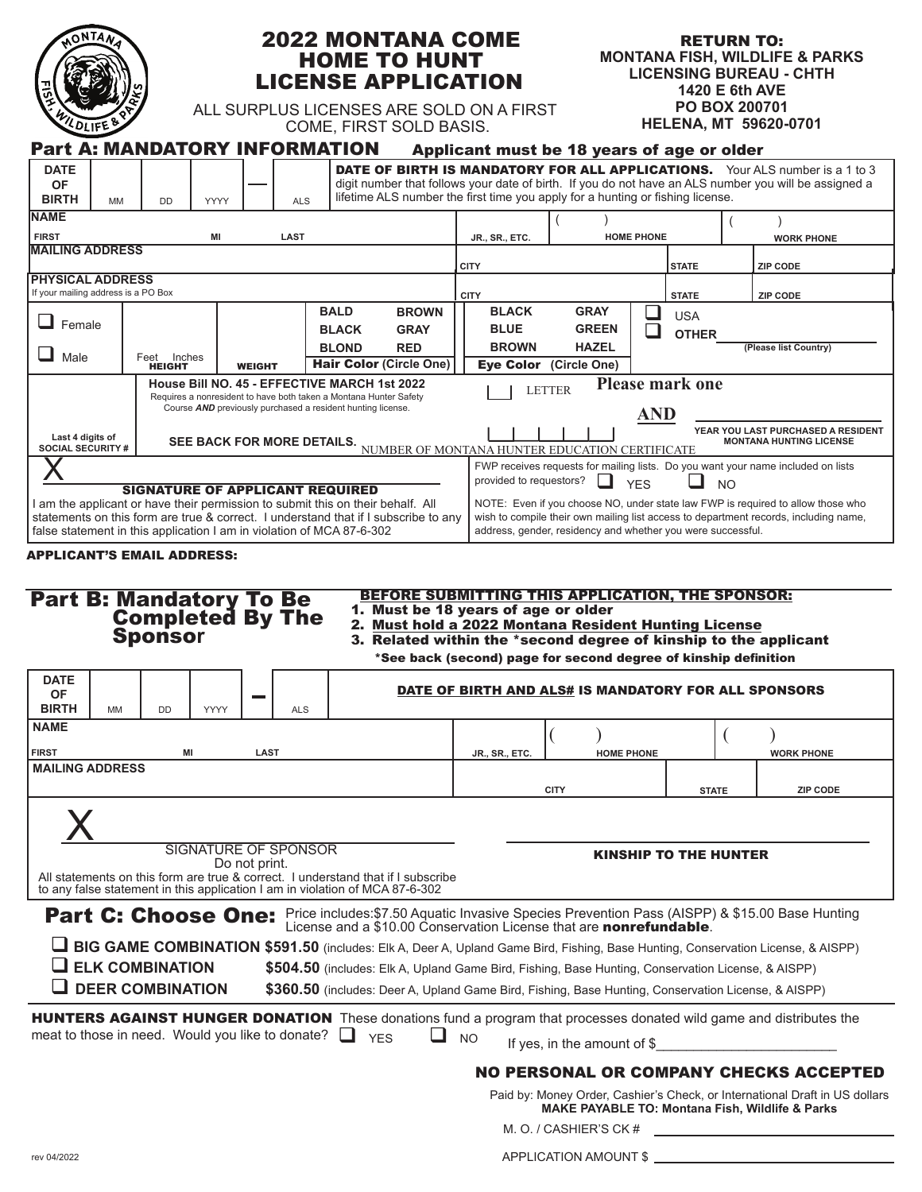# 2022 MONTANA COME HOME TO HUNT LICENSE APPLICATION

ALL SURPLUS LICENSES ARE SOLD ON A FIRST COME, FIRST SOLD BASIS.

**RETURN TO:**
**MONTANA FISH, WILDLIFE & PARKS**
**LICENSING BUREAU - CHTH**
**1420 E 6th AVE**
**PO BOX 200701**
**HELENA, MT 59620-0701**

## Part A: MANDATORY INFORMATION

**Applicant must be 18 years of age or older**

| DATE OF BIRTH | MM | DD | YYYY | — | ALS | **DATE OF BIRTH IS MANDATORY FOR ALL APPLICATIONS.** Your ALS number is a 1 to 3 digit number that follows your date of birth. If you do not have an ALS number you will be assigned a lifetime ALS number the first time you apply for a hunting or fishing license. |
|---|---|---|---|---|---|---|

| NAME | | | | | |
|---|---|---|---|---|---|
| FIRST | MI | LAST | JR., SR., ETC. | ( ) HOME PHONE | ( ) WORK PHONE |

| MAILING ADDRESS | CITY | STATE | ZIP CODE |
|---|---|---|---|

| PHYSICAL ADDRESS (If your mailing address is a PO Box) | CITY | STATE | ZIP CODE |
|---|---|---|---|

| | | | Hair Color (Circle One) | | Eye Color (Circle One) | | |
|---|---|---|---|---|---|---|---|
| ☐ Female | Feet Inches | | BALD | BROWN | BLACK | GRAY | ☐ USA |
| ☐ Male | HEIGHT | WEIGHT | BLACK | GRAY | BLUE | GREEN | ☐ OTHER ______ (Please list Country) |
| | | | BLOND | RED | BROWN | HAZEL | |

| Last 4 digits of SOCIAL SECURITY # | **House Bill NO. 45 - EFFECTIVE MARCH 1st 2022** Requires a nonresident to have both taken a Montana Hunter Safety Course ***AND*** previously purchased a resident hunting license. **SEE BACK FOR MORE DETAILS.** | **Please mark one** ☐ LETTER **AND** ☐☐☐☐☐☐ NUMBER OF MONTANA HUNTER EDUCATION CERTIFICATE | YEAR YOU LAST PURCHASED A RESIDENT MONTANA HUNTING LICENSE |
|---|---|---|---|

X ______________________

**SIGNATURE OF APPLICANT REQUIRED**

I am the applicant or have their permission to submit this on their behalf. All statements on this form are true & correct. I understand that if I subscribe to any false statement in this application I am in violation of MCA 87-6-302

FWP receives requests for mailing lists. Do you want your name included on lists provided to requestors? ☐ YES ☐ NO

NOTE: Even if you choose NO, under state law FWP is required to allow those who wish to compile their own mailing list access to department records, including name, address, gender, residency and whether you were successful.

**APPLICANT'S EMAIL ADDRESS:**

## Part B: Mandatory To Be Completed By The Sponsor

**BEFORE SUBMITTING THIS APPLICATION, THE SPONSOR:**

1. Must be 18 years of age or older
2. Must hold a 2022 Montana Resident Hunting License
3. Related within the *second degree of kinship to the applicant

*See back (second) page for second degree of kinship definition

| DATE OF BIRTH | MM | DD | YYYY | — | ALS | **DATE OF BIRTH AND ALS# IS MANDATORY FOR ALL SPONSORS** |
|---|---|---|---|---|---|---|

| NAME | | | | | |
|---|---|---|---|---|---|
| FIRST | MI | LAST | JR., SR., ETC. | ( ) HOME PHONE | ( ) WORK PHONE |

| MAILING ADDRESS | CITY | STATE | ZIP CODE |
|---|---|---|---|

X ______________________

SIGNATURE OF SPONSOR
Do not print.

All statements on this form are true & correct. I understand that if I subscribe to any false statement in this application I am in violation of MCA 87-6-302

______________________ **KINSHIP TO THE HUNTER**

## Part C: Choose One:

Price includes: $7.50 Aquatic Invasive Species Prevention Pass (AISPP) & $15.00 Base Hunting License and a $10.00 Conservation License that are **nonrefundable**.

- ☐ **BIG GAME COMBINATION $591.50** (includes: Elk A, Deer A, Upland Game Bird, Fishing, Base Hunting, Conservation License, & AISPP)
- ☐ **ELK COMBINATION** **$504.50** (includes: Elk A, Upland Game Bird, Fishing, Base Hunting, Conservation License, & AISPP)
- ☐ **DEER COMBINATION** **$360.50** (includes: Deer A, Upland Game Bird, Fishing, Base Hunting, Conservation License, & AISPP)

**HUNTERS AGAINST HUNGER DONATION** These donations fund a program that processes donated wild game and distributes the meat to those in need. Would you like to donate? ☐ YES ☐ NO If yes, in the amount of $________________________

**NO PERSONAL OR COMPANY CHECKS ACCEPTED**

Paid by: Money Order, Cashier's Check, or International Draft in US dollars
**MAKE PAYABLE TO: Montana Fish, Wildlife & Parks**

M. O. / CASHIER'S CK # ______________________

APPLICATION AMOUNT $ ______________________

rev 04/2022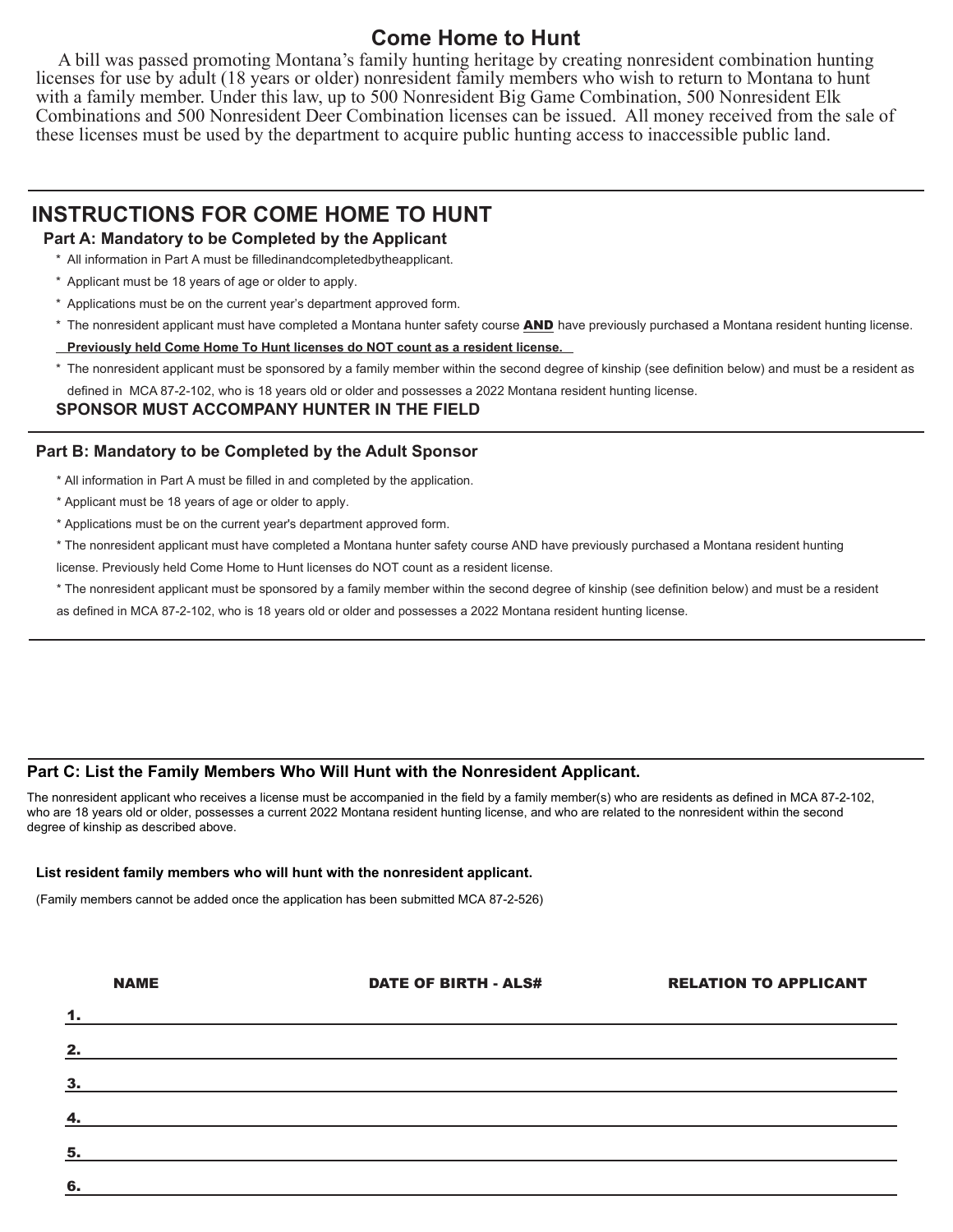# Come Home to Hunt

A bill was passed promoting Montana's family hunting heritage by creating nonresident combination hunting licenses for use by adult (18 years or older) nonresident family members who wish to return to Montana to hunt with a family member. Under this law, up to 500 Nonresident Big Game Combination, 500 Nonresident Elk Combinations and 500 Nonresident Deer Combination licenses can be issued. All money received from the sale of these licenses must be used by the department to acquire public hunting access to inaccessible public land.

## INSTRUCTIONS FOR COME HOME TO HUNT

### Part A: Mandatory to be Completed by the Applicant

- All information in Part A must be filledinandcompletedbytheapplicant.
- Applicant must be 18 years of age or older to apply.
- Applications must be on the current year's department approved form.
- The nonresident applicant must have completed a Montana hunter safety course **AND** have previously purchased a Montana resident hunting license.
  **Previously held Come Home To Hunt licenses do NOT count as a resident license.**
- The nonresident applicant must be sponsored by a family member within the second degree of kinship (see definition below) and must be a resident as defined in MCA 87-2-102, who is 18 years old or older and possesses a 2022 Montana resident hunting license.

**SPONSOR MUST ACCOMPANY HUNTER IN THE FIELD**

### Part B: Mandatory to be Completed by the Adult Sponsor

- All information in Part A must be filled in and completed by the application.
- Applicant must be 18 years of age or older to apply.
- Applications must be on the current year's department approved form.
- The nonresident applicant must have completed a Montana hunter safety course AND have previously purchased a Montana resident hunting license. Previously held Come Home to Hunt licenses do NOT count as a resident license.
- The nonresident applicant must be sponsored by a family member within the second degree of kinship (see definition below) and must be a resident as defined in MCA 87-2-102, who is 18 years old or older and possesses a 2022 Montana resident hunting license.

### Part C: List the Family Members Who Will Hunt with the Nonresident Applicant.

The nonresident applicant who receives a license must be accompanied in the field by a family member(s) who are residents as defined in MCA 87-2-102, who are 18 years old or older, possesses a current 2022 Montana resident hunting license, and who are related to the nonresident within the second degree of kinship as described above.

**List resident family members who will hunt with the nonresident applicant.**

(Family members cannot be added once the application has been submitted MCA 87-2-526)

| | NAME | DATE OF BIRTH - ALS# | RELATION TO APPLICANT |
|---|---|---|---|
| 1. | | | |
| 2. | | | |
| 3. | | | |
| 4. | | | |
| 5. | | | |
| 6. | | | |